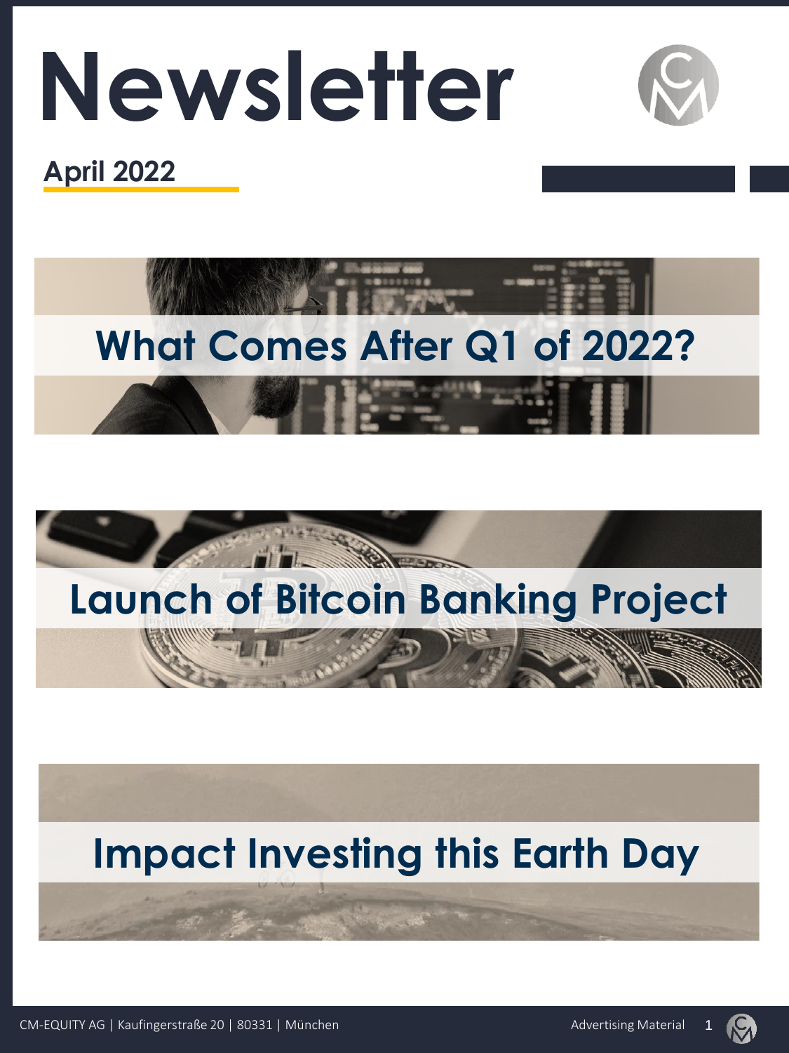# Newsletter

**April 2022**

## What Comes After Q1 of 2022?

## Launch of Bitcoin Banking Project

## Impact Investing this Earth Day

CM-EQUITY AG | Kaufingerstraße 20 | 80331 | München

Advertising Material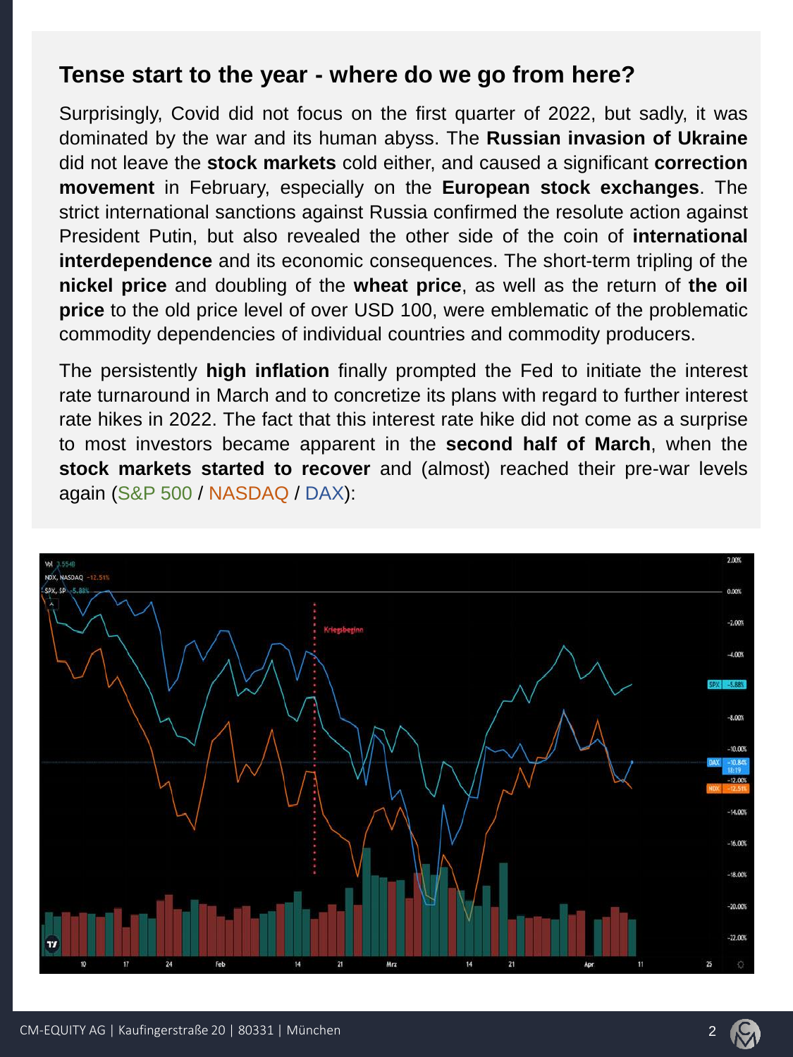## Tense start to the year - where do we go from here?

Surprisingly, Covid did not focus on the first quarter of 2022, but sadly, it was dominated by the war and its human abyss. The **Russian invasion of Ukraine** did not leave the **stock markets** cold either, and caused a significant **correction movement** in February, especially on the **European stock exchanges**. The strict international sanctions against Russia confirmed the resolute action against President Putin, but also revealed the other side of the coin of **international interdependence** and its economic consequences. The short-term tripling of the **nickel price** and doubling of the **wheat price**, as well as the return of **the oil price** to the old price level of over USD 100, were emblematic of the problematic commodity dependencies of individual countries and commodity producers.

The persistently **high inflation** finally prompted the Fed to initiate the interest rate turnaround in March and to concretize its plans with regard to further interest rate hikes in 2022. The fact that this interest rate hike did not come as a surprise to most investors became apparent in the **second half of March**, when the **stock markets started to recover** and (almost) reached their pre-war levels again (S&P 500 / NASDAQ / DAX):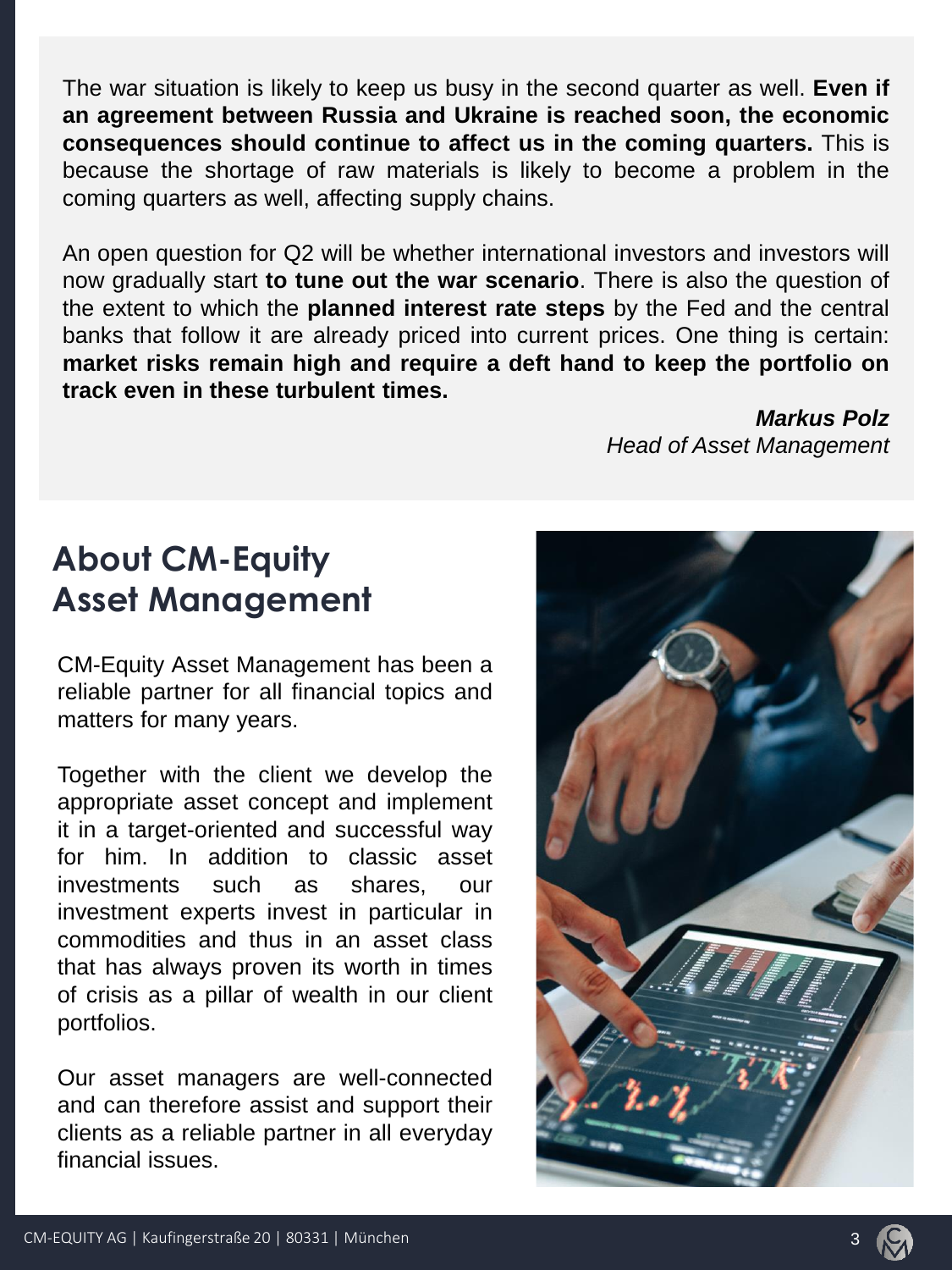The war situation is likely to keep us busy in the second quarter as well. **Even if an agreement between Russia and Ukraine is reached soon, the economic consequences should continue to affect us in the coming quarters.** This is because the shortage of raw materials is likely to become a problem in the coming quarters as well, affecting supply chains.

An open question for Q2 will be whether international investors and investors will now gradually start **to tune out the war scenario**. There is also the question of the extent to which the **planned interest rate steps** by the Fed and the central banks that follow it are already priced into current prices. One thing is certain: **market risks remain high and require a deft hand to keep the portfolio on track even in these turbulent times.**

***Markus Polz***
*Head of Asset Management*

## About CM-Equity Asset Management

CM-Equity Asset Management has been a reliable partner for all financial topics and matters for many years.

Together with the client we develop the appropriate asset concept and implement it in a target-oriented and successful way for him. In addition to classic asset investments such as shares, our investment experts invest in particular in commodities and thus in an asset class that has always proven its worth in times of crisis as a pillar of wealth in our client portfolios.

Our asset managers are well-connected and can therefore assist and support their clients as a reliable partner in all everyday financial issues.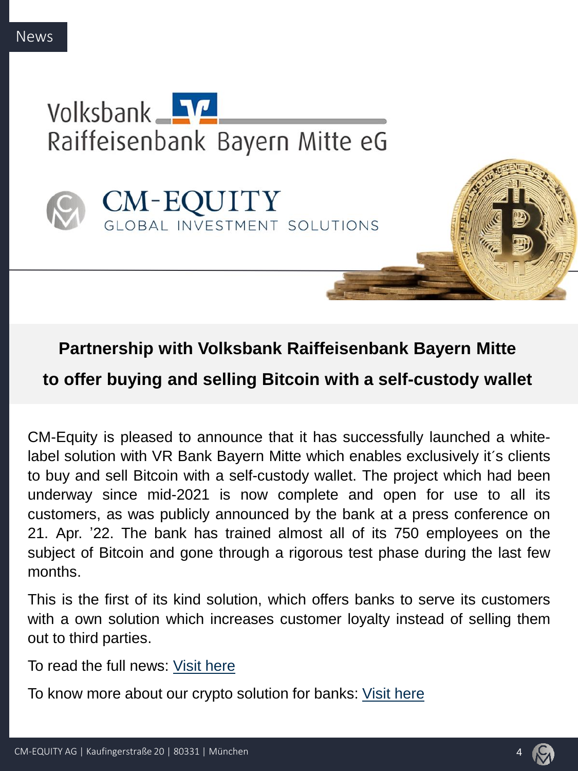News

Volksbank Raiffeisenbank Bayern Mitte eG

CM-EQUITY GLOBAL INVESTMENT SOLUTIONS

## Partnership with Volksbank Raiffeisenbank Bayern Mitte to offer buying and selling Bitcoin with a self-custody wallet

CM-Equity is pleased to announce that it has successfully launched a white-label solution with VR Bank Bayern Mitte which enables exclusively it´s clients to buy and sell Bitcoin with a self-custody wallet. The project which had been underway since mid-2021 is now complete and open for use to all its customers, as was publicly announced by the bank at a press conference on 21. Apr. '22. The bank has trained almost all of its 750 employees on the subject of Bitcoin and gone through a rigorous test phase during the last few months.

This is the first of its kind solution, which offers banks to serve its customers with a own solution which increases customer loyalty instead of selling them out to third parties.

To read the full news: Visit here

To know more about our crypto solution for banks: Visit here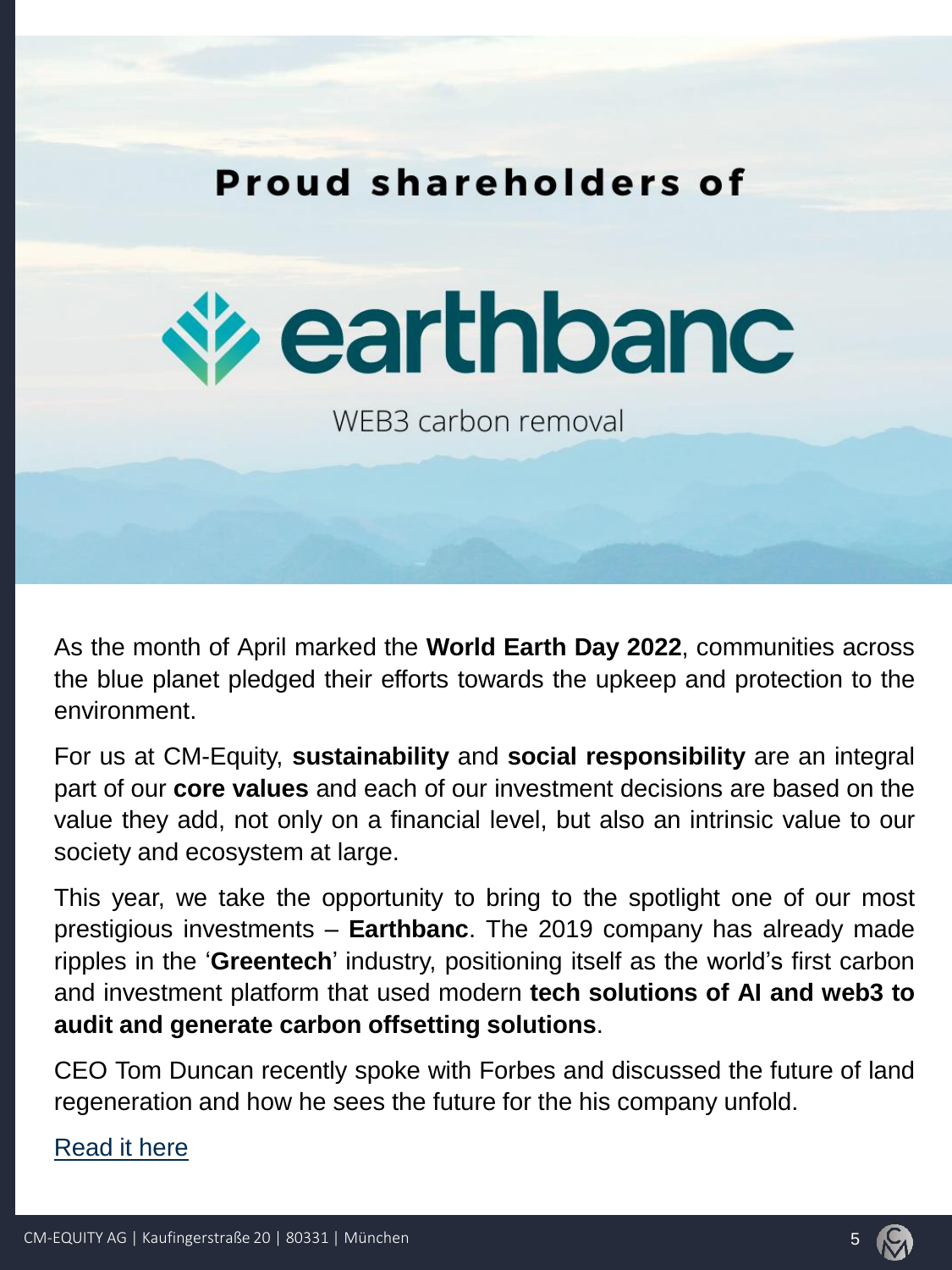# Proud shareholders of

## earthbanc

WEB3 carbon removal

As the month of April marked the **World Earth Day 2022**, communities across the blue planet pledged their efforts towards the upkeep and protection to the environment.

For us at CM-Equity, **sustainability** and **social responsibility** are an integral part of our **core values** and each of our investment decisions are based on the value they add, not only on a financial level, but also an intrinsic value to our society and ecosystem at large.

This year, we take the opportunity to bring to the spotlight one of our most prestigious investments – **Earthbanc**. The 2019 company has already made ripples in the '**Greentech**' industry, positioning itself as the world's first carbon and investment platform that used modern **tech solutions of AI and web3 to audit and generate carbon offsetting solutions**.

CEO Tom Duncan recently spoke with Forbes and discussed the future of land regeneration and how he sees the future for the his company unfold.

Read it here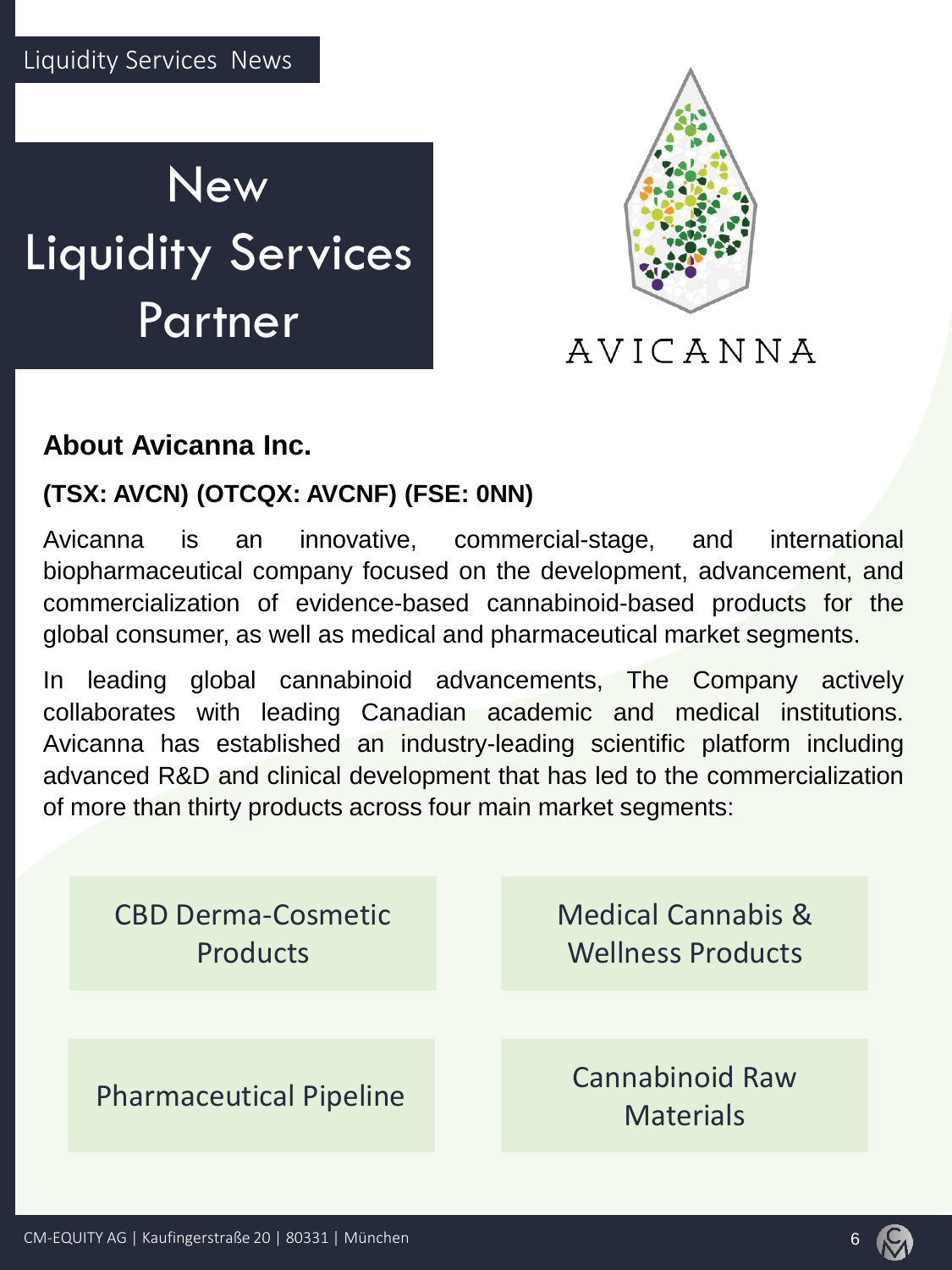Liquidity Services News

# New Liquidity Services Partner

AVICANNA

## About Avicanna Inc.

**(TSX: AVCN) (OTCQX: AVCNF) (FSE: 0NN)**

Avicanna is an innovative, commercial-stage, and international biopharmaceutical company focused on the development, advancement, and commercialization of evidence-based cannabinoid-based products for the global consumer, as well as medical and pharmaceutical market segments.

In leading global cannabinoid advancements, The Company actively collaborates with leading Canadian academic and medical institutions. Avicanna has established an industry-leading scientific platform including advanced R&D and clinical development that has led to the commercialization of more than thirty products across four main market segments:

- CBD Derma-Cosmetic Products
- Medical Cannabis & Wellness Products
- Pharmaceutical Pipeline
- Cannabinoid Raw Materials

CM-EQUITY AG | Kaufingerstraße 20 | 80331 | München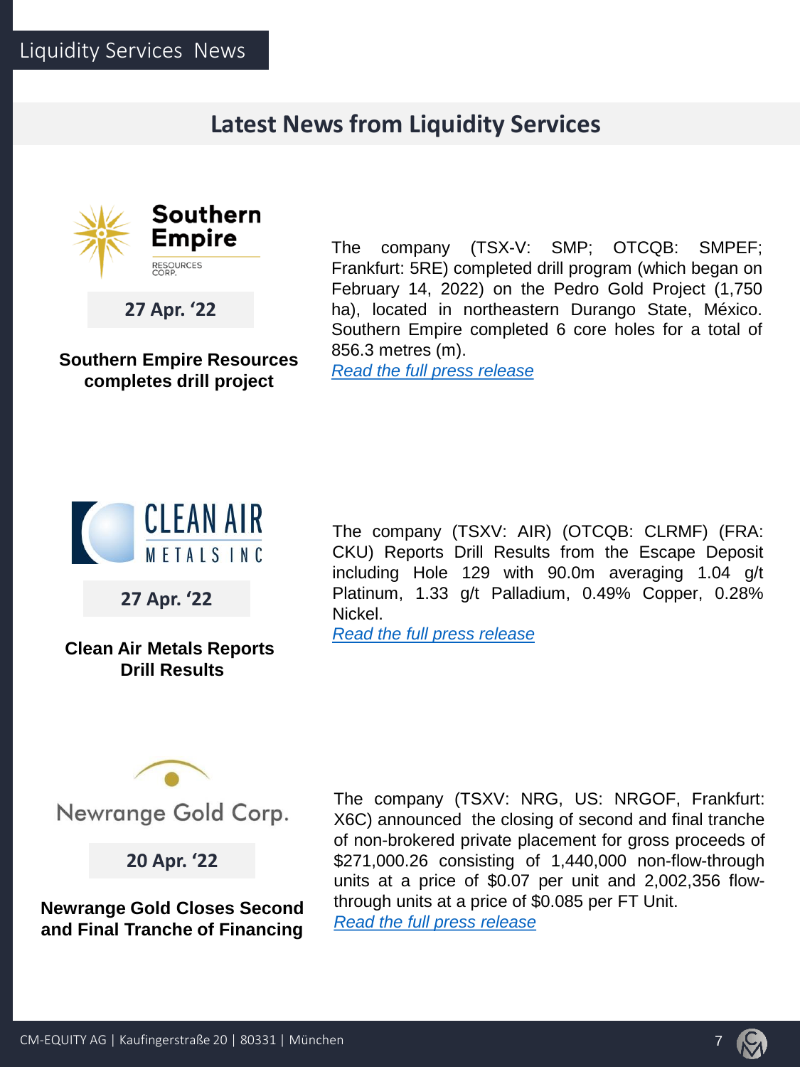Liquidity Services News

# Latest News from Liquidity Services

Southern Empire RESOURCES CORP.

27 Apr. '22

**Southern Empire Resources completes drill project**

The company (TSX-V: SMP; OTCQB: SMPEF; Frankfurt: 5RE) completed drill program (which began on February 14, 2022) on the Pedro Gold Project (1,750 ha), located in northeastern Durango State, México. Southern Empire completed 6 core holes for a total of 856.3 metres (m).

*Read the full press release*

CLEAN AIR METALS INC

27 Apr. '22

**Clean Air Metals Reports Drill Results**

The company (TSXV: AIR) (OTCQB: CLRMF) (FRA: CKU) Reports Drill Results from the Escape Deposit including Hole 129 with 90.0m averaging 1.04 g/t Platinum, 1.33 g/t Palladium, 0.49% Copper, 0.28% Nickel.

*Read the full press release*

Newrange Gold Corp.

20 Apr. '22

**Newrange Gold Closes Second and Final Tranche of Financing**

The company (TSXV: NRG, US: NRGOF, Frankfurt: X6C) announced the closing of second and final tranche of non-brokered private placement for gross proceeds of $271,000.26 consisting of 1,440,000 non-flow-through units at a price of $0.07 per unit and 2,002,356 flow-through units at a price of $0.085 per FT Unit.

*Read the full press release*

CM-EQUITY AG | Kaufingerstraße 20 | 80331 | München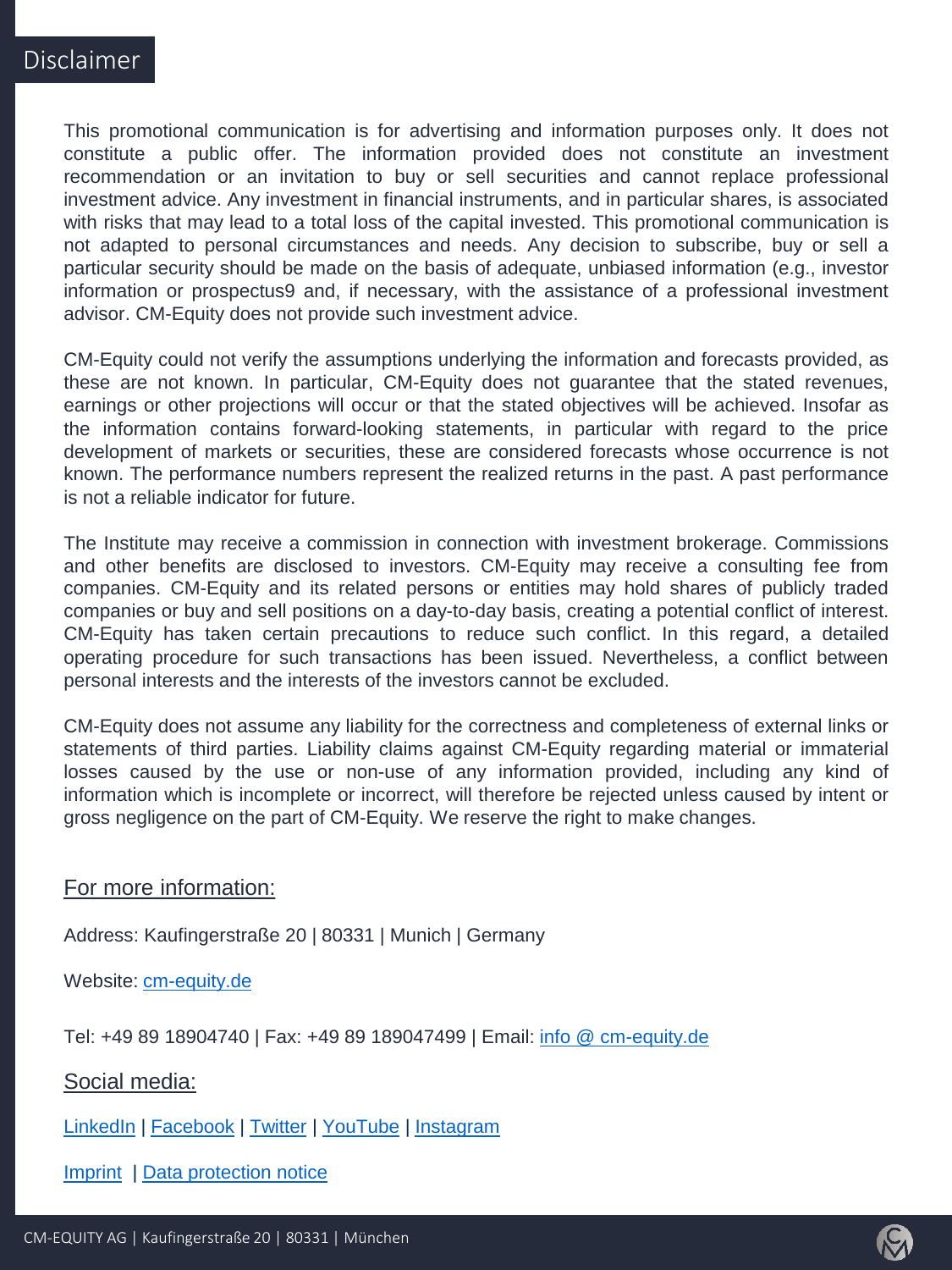# Disclaimer

This promotional communication is for advertising and information purposes only. It does not constitute a public offer. The information provided does not constitute an investment recommendation or an invitation to buy or sell securities and cannot replace professional investment advice. Any investment in financial instruments, and in particular shares, is associated with risks that may lead to a total loss of the capital invested. This promotional communication is not adapted to personal circumstances and needs. Any decision to subscribe, buy or sell a particular security should be made on the basis of adequate, unbiased information (e.g., investor information or prospectus9 and, if necessary, with the assistance of a professional investment advisor. CM-Equity does not provide such investment advice.

CM-Equity could not verify the assumptions underlying the information and forecasts provided, as these are not known. In particular, CM-Equity does not guarantee that the stated revenues, earnings or other projections will occur or that the stated objectives will be achieved. Insofar as the information contains forward-looking statements, in particular with regard to the price development of markets or securities, these are considered forecasts whose occurrence is not known. The performance numbers represent the realized returns in the past. A past performance is not a reliable indicator for future.

The Institute may receive a commission in connection with investment brokerage. Commissions and other benefits are disclosed to investors. CM-Equity may receive a consulting fee from companies. CM-Equity and its related persons or entities may hold shares of publicly traded companies or buy and sell positions on a day-to-day basis, creating a potential conflict of interest. CM-Equity has taken certain precautions to reduce such conflict. In this regard, a detailed operating procedure for such transactions has been issued. Nevertheless, a conflict between personal interests and the interests of the investors cannot be excluded.

CM-Equity does not assume any liability for the correctness and completeness of external links or statements of third parties. Liability claims against CM-Equity regarding material or immaterial losses caused by the use or non-use of any information provided, including any kind of information which is incomplete or incorrect, will therefore be rejected unless caused by intent or gross negligence on the part of CM-Equity. We reserve the right to make changes.

## For more information:

Address: Kaufingerstraße 20 | 80331 | Munich | Germany

Website: cm-equity.de

Tel: +49 89 18904740 | Fax: +49 89 189047499 | Email: info @ cm-equity.de

## Social media:

LinkedIn | Facebook | Twitter | YouTube | Instagram

Imprint | Data protection notice

CM-EQUITY AG | Kaufingerstraße 20 | 80331 | München